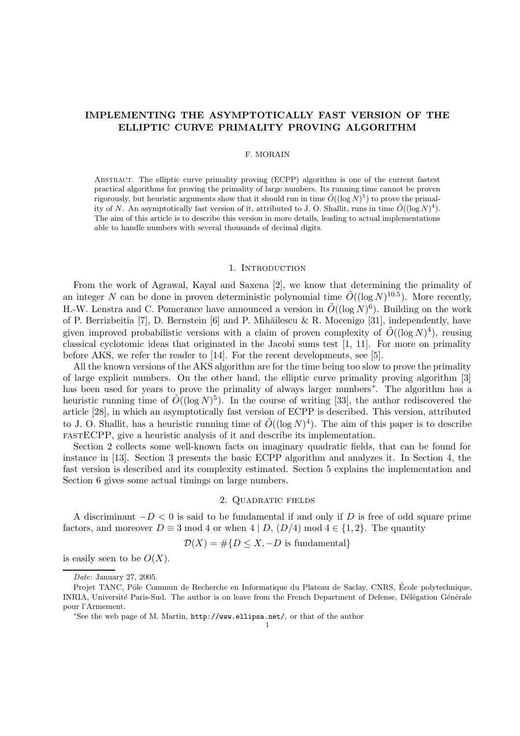# IMPLEMENTING THE ASYMPTOTICALLY FAST VERSION OF THE ELLIPTIC CURVE PRIMALITY PROVING ALGORITHM

F. MORAIN

ABSTRACT. The elliptic curve primality proving (ECPP) algorithm is one of the current fastest practical algorithms for proving the primality of large numbers. Its running time cannot be proven rigorously, but heuristic arguments show that it should run in time $\tilde{O}((\log N)^5)$ to prove the primality of $N$. An asymptotically fast version of it, attributed to J. O. Shallit, runs in time $\tilde{O}((\log N)^4)$. The aim of this article is to describe this version in more details, leading to actual implementations able to handle numbers with several thousands of decimal digits.

## 1. Introduction

From the work of Agrawal, Kayal and Saxena [2], we know that determining the primality of an integer $N$ can be done in proven deterministic polynomial time $\tilde{O}((\log N)^{10.5})$. More recently, H.-W. Lenstra and C. Pomerance have announced a version in $\tilde{O}((\log N)^6)$. Building on the work of P. Berrizbeitia [7], D. Bernstein [6] and P. Mihăilescu & R. Mocenigo [31], independently, have given improved probabilistic versions with a claim of proven complexity of $\tilde{O}((\log N)^4)$, reusing classical cyclotomic ideas that originated in the Jacobi sums test [1, 11]. For more on primality before AKS, we refer the reader to [14]. For the recent developments, see [5].

All the known versions of the AKS algorithm are for the time being too slow to prove the primality of large explicit numbers. On the other hand, the elliptic curve primality proving algorithm [3] has been used for years to prove the primality of always larger numbers*. The algorithm has a heuristic running time of $\tilde{O}((\log N)^5)$. In the course of writing [33], the author rediscovered the article [28], in which an asymptotically fast version of ECPP is described. This version, attributed to J. O. Shallit, has a heuristic running time of $\tilde{O}((\log N)^4)$. The aim of this paper is to describe fastECPP, give a heuristic analysis of it and describe its implementation.

Section 2 collects some well-known facts on imaginary quadratic fields, that can be found for instance in [13]. Section 3 presents the basic ECPP algorithm and analyzes it. In Section 4, the fast version is described and its complexity estimated. Section 5 explains the implementation and Section 6 gives some actual timings on large numbers.

## 2. Quadratic fields

A discriminant $-D < 0$ is said to be fundamental if and only if $D$ is free of odd square prime factors, and moreover $D \equiv 3 \bmod 4$ or when $4 \mid D$, $(D/4) \bmod 4 \in \{1, 2\}$. The quantity

$$\mathcal{D}(X) = \#\{D \leq X, -D \text{ is fundamental}\}$$

is easily seen to be $O(X)$.

---

*Date*: January 27, 2005.

Projet TANC, Pôle Commun de Recherche en Informatique du Plateau de Saclay, CNRS, École polytechnique, INRIA, Université Paris-Sud. The author is on leave from the French Department of Defense, Délégation Générale pour l'Armement.

*See the web page of M. Martin, http://www.ellipsa.net/, or that of the author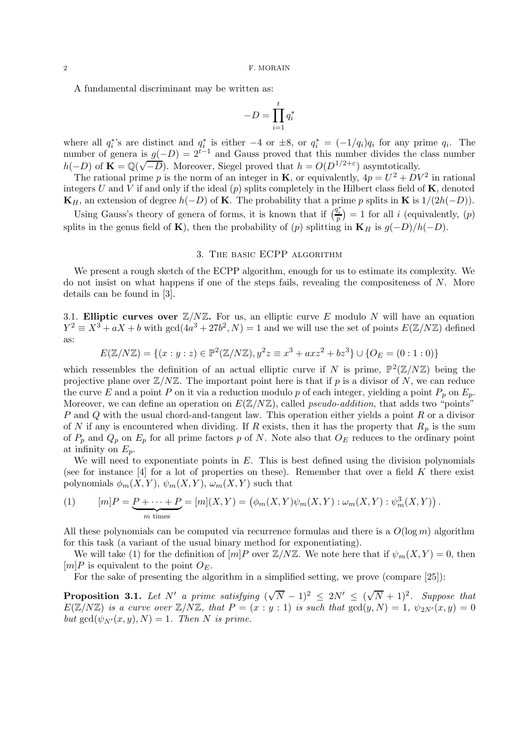A fundamental discriminant may be written as:

$$-D = \prod_{i=1}^{t} q_i^*$$

where all $q_i^*$'s are distinct and $q_i^*$ is either $-4$ or $\pm 8$, or $q_i^* = (-1/q_i)q_i$ for any prime $q_i$. The number of genera is $g(-D) = 2^{t-1}$ and Gauss proved that this number divides the class number $h(-D)$ of $\mathbf{K} = \mathbb{Q}(\sqrt{-D})$. Moreover, Siegel proved that $h = O(D^{1/2+\varepsilon})$ asymtotically.

The rational prime $p$ is the norm of an integer in $\mathbf{K}$, or equivalently, $4p = U^2 + DV^2$ in rational integers $U$ and $V$ if and only if the ideal $(p)$ splits completely in the Hilbert class field of $\mathbf{K}$, denoted $\mathbf{K}_H$, an extension of degree $h(-D)$ of $\mathbf{K}$. The probability that a prime $p$ splits in $\mathbf{K}$ is $1/(2h(-D))$.

Using Gauss's theory of genera of forms, it is known that if $\left(\frac{q_i^*}{p}\right) = 1$ for all $i$ (equivalently, $(p)$ splits in the genus field of $\mathbf{K}$), then the probability of $(p)$ splitting in $\mathbf{K}_H$ is $g(-D)/h(-D)$.

## 3. The basic ECPP algorithm

We present a rough sketch of the ECPP algorithm, enough for us to estimate its complexity. We do not insist on what happens if one of the steps fails, revealing the compositeness of $N$. More details can be found in [3].

### 3.1. Elliptic curves over $\mathbb{Z}/N\mathbb{Z}$.

For us, an elliptic curve $E$ modulo $N$ will have an equation $Y^2 \equiv X^3 + aX + b$ with $\gcd(4a^3 + 27b^2, N) = 1$ and we will use the set of points $E(\mathbb{Z}/N\mathbb{Z})$ defined as:

$$E(\mathbb{Z}/N\mathbb{Z}) = \{(x : y : z) \in \mathbb{P}^2(\mathbb{Z}/N\mathbb{Z}), y^2 z \equiv x^3 + axz^2 + bz^3\} \cup \{O_E = (0 : 1 : 0)\}$$

which ressembles the definition of an actual elliptic curve if $N$ is prime, $\mathbb{P}^2(\mathbb{Z}/N\mathbb{Z})$ being the projective plane over $\mathbb{Z}/N\mathbb{Z}$. The important point here is that if $p$ is a divisor of $N$, we can reduce the curve $E$ and a point $P$ on it via a reduction modulo $p$ of each integer, yielding a point $P_p$ on $E_p$. Moreover, we can define an operation on $E(\mathbb{Z}/N\mathbb{Z})$, called *pseudo-addition*, that adds two "points" $P$ and $Q$ with the usual chord-and-tangent law. This operation either yields a point $R$ or a divisor of $N$ if any is encountered when dividing. If $R$ exists, then it has the property that $R_p$ is the sum of $P_p$ and $Q_p$ on $E_p$ for all prime factors $p$ of $N$. Note also that $O_E$ reduces to the ordinary point at infinity on $E_p$.

We will need to exponentiate points in $E$. This is best defined using the division polynomials (see for instance [4] for a lot of properties on these). Remember that over a field $K$ there exist polynomials $\phi_m(X,Y)$, $\psi_m(X,Y)$, $\omega_m(X,Y)$ such that

$$[m]P = \underbrace{P + \cdots + P}_{m \text{ times}} = [m](X,Y) = \left(\phi_m(X,Y)\psi_m(X,Y) : \omega_m(X,Y) : \psi_m^3(X,Y)\right). \tag{1}$$

All these polynomials can be computed via recurrence formulas and there is a $O(\log m)$ algorithm for this task (a variant of the usual binary method for exponentiating).

We will take (1) for the definition of $[m]P$ over $\mathbb{Z}/N\mathbb{Z}$. We note here that if $\psi_m(X,Y) = 0$, then $[m]P$ is equivalent to the point $O_E$.

For the sake of presenting the algorithm in a simplified setting, we prove (compare [25]):

**Proposition 3.1.** *Let $N'$ a prime satisfying $(\sqrt{N} - 1)^2 \leq 2N' \leq (\sqrt{N} + 1)^2$. Suppose that $E(\mathbb{Z}/N\mathbb{Z})$ is a curve over $\mathbb{Z}/N\mathbb{Z}$, that $P = (x : y : 1)$ is such that $\gcd(y, N) = 1$, $\psi_{2N'}(x,y) = 0$ but $\gcd(\psi_{N'}(x,y), N) = 1$. Then $N$ is prime.*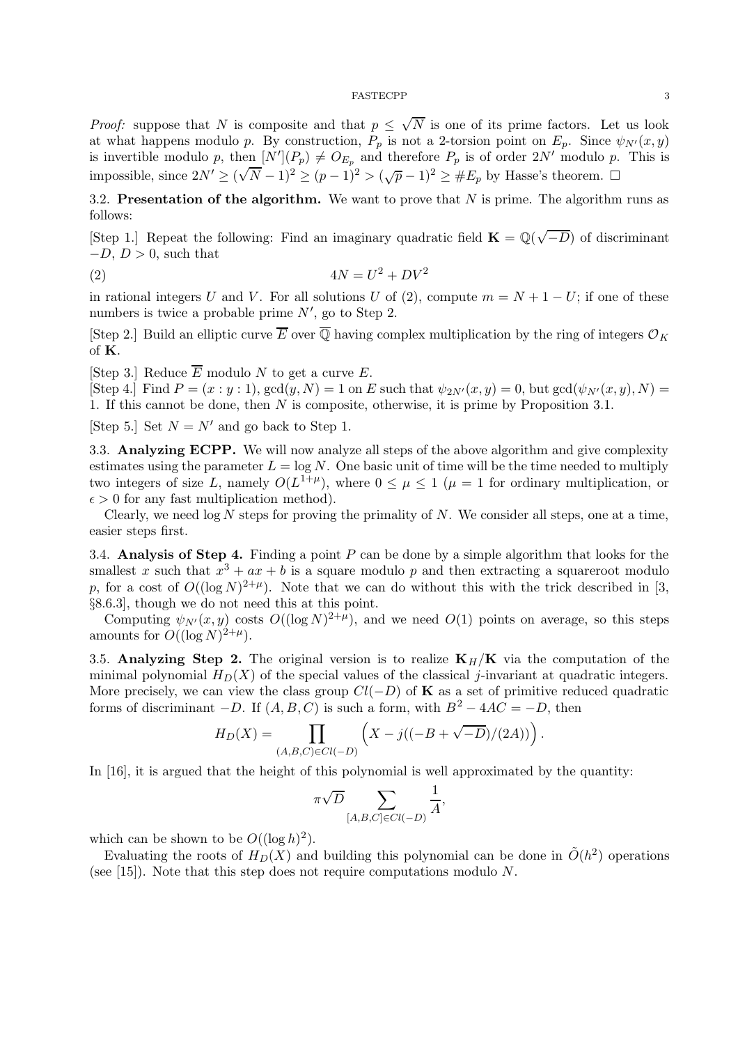*Proof:* suppose that $N$ is composite and that $p \leq \sqrt{N}$ is one of its prime factors. Let us look at what happens modulo $p$. By construction, $P_p$ is not a 2-torsion point on $E_p$. Since $\psi_{N'}(x, y)$ is invertible modulo $p$, then $[N'](P_p) \neq O_{E_p}$ and therefore $P_p$ is of order $2N'$ modulo $p$. This is impossible, since $2N' \geq (\sqrt{N} - 1)^2 \geq (p-1)^2 > (\sqrt{p} - 1)^2 \geq \#E_p$ by Hasse's theorem. $\square$

### 3.2. Presentation of the algorithm.

We want to prove that $N$ is prime. The algorithm runs as follows:

[Step 1.] Repeat the following: Find an imaginary quadratic field $\mathbf{K} = \mathbb{Q}(\sqrt{-D})$ of discriminant $-D$, $D > 0$, such that

$$4N = U^2 + DV^2 \qquad (2)$$

in rational integers $U$ and $V$. For all solutions $U$ of (2), compute $m = N + 1 - U$; if one of these numbers is twice a probable prime $N'$, go to Step 2.

[Step 2.] Build an elliptic curve $\overline{E}$ over $\overline{\mathbb{Q}}$ having complex multiplication by the ring of integers $\mathcal{O}_K$ of $\mathbf{K}$.

[Step 3.] Reduce $\overline{E}$ modulo $N$ to get a curve $E$.

[Step 4.] Find $P = (x : y : 1)$, $\gcd(y, N) = 1$ on $E$ such that $\psi_{2N'}(x, y) = 0$, but $\gcd(\psi_{N'}(x, y), N) = 1$. If this cannot be done, then $N$ is composite, otherwise, it is prime by Proposition 3.1.

[Step 5.] Set $N = N'$ and go back to Step 1.

### 3.3. Analyzing ECPP.

We will now analyze all steps of the above algorithm and give complexity estimates using the parameter $L = \log N$. One basic unit of time will be the time needed to multiply two integers of size $L$, namely $O(L^{1+\mu})$, where $0 \leq \mu \leq 1$ ($\mu = 1$ for ordinary multiplication, or $\epsilon > 0$ for any fast multiplication method).

Clearly, we need $\log N$ steps for proving the primality of $N$. We consider all steps, one at a time, easier steps first.

### 3.4. Analysis of Step 4.

Finding a point $P$ can be done by a simple algorithm that looks for the smallest $x$ such that $x^3 + ax + b$ is a square modulo $p$ and then extracting a squareroot modulo $p$, for a cost of $O((\log N)^{2+\mu})$. Note that we can do without this with the trick described in [3, §8.6.3], though we do not need this at this point.

Computing $\psi_{N'}(x, y)$ costs $O((\log N)^{2+\mu})$, and we need $O(1)$ points on average, so this steps amounts for $O((\log N)^{2+\mu})$.

### 3.5. Analyzing Step 2.

The original version is to realize $\mathbf{K}_H/\mathbf{K}$ via the computation of the minimal polynomial $H_D(X)$ of the special values of the classical $j$-invariant at quadratic integers. More precisely, we can view the class group $Cl(-D)$ of $\mathbf{K}$ as a set of primitive reduced quadratic forms of discriminant $-D$. If $(A, B, C)$ is such a form, with $B^2 - 4AC = -D$, then

$$H_D(X) = \prod_{(A,B,C) \in Cl(-D)} \left( X - j((-B + \sqrt{-D})/(2A)) \right).$$

In [16], it is argued that the height of this polynomial is well approximated by the quantity:

$$\pi\sqrt{D} \sum_{[A,B,C] \in Cl(-D)} \frac{1}{A},$$

which can be shown to be $O((\log h)^2)$.

Evaluating the roots of $H_D(X)$ and building this polynomial can be done in $\tilde{O}(h^2)$ operations (see [15]). Note that this step does not require computations modulo $N$.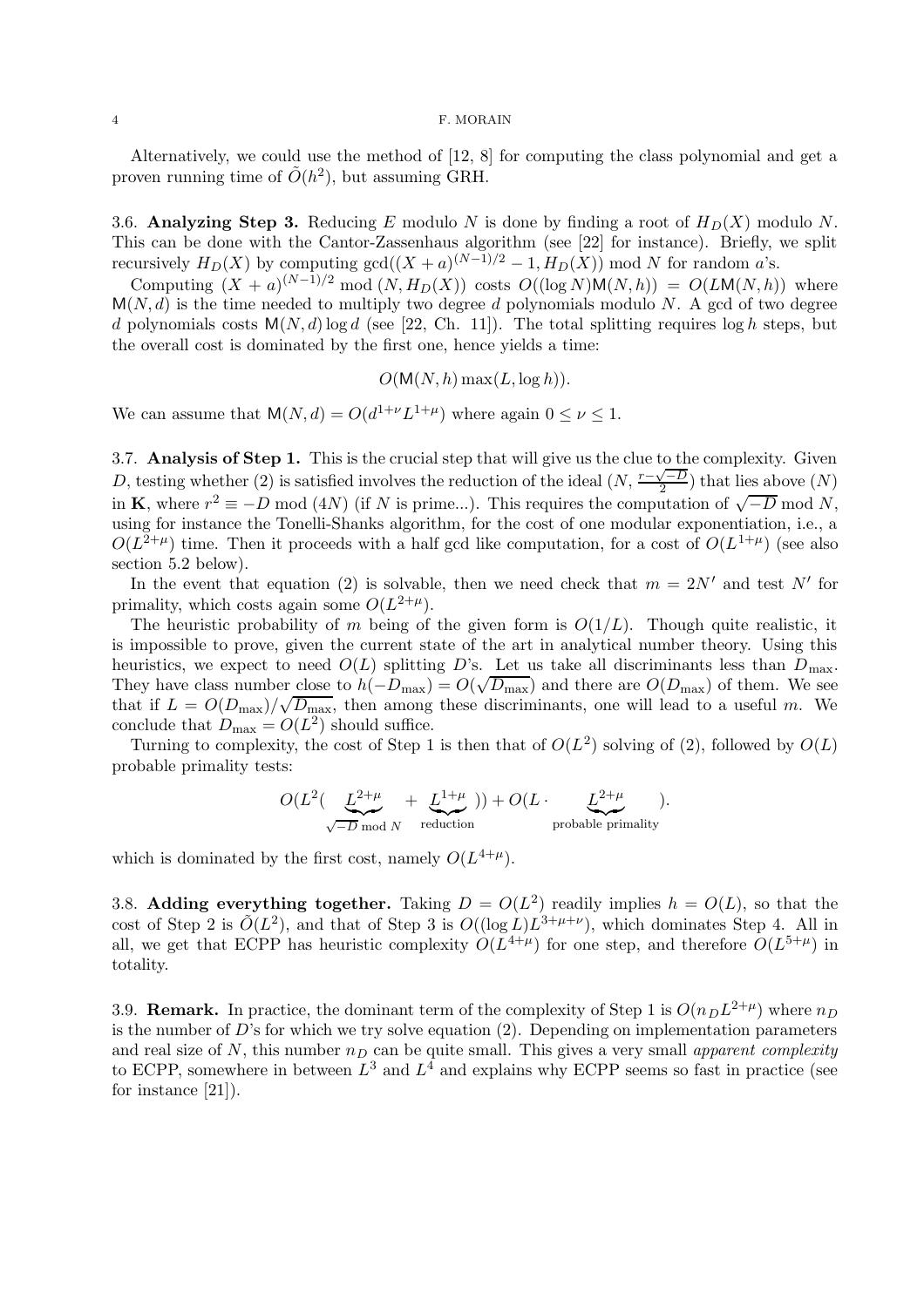Alternatively, we could use the method of [12, 8] for computing the class polynomial and get a proven running time of $\tilde{O}(h^2)$, but assuming GRH.

**3.6. Analyzing Step 3.** Reducing $E$ modulo $N$ is done by finding a root of $H_D(X)$ modulo $N$. This can be done with the Cantor-Zassenhaus algorithm (see [22] for instance). Briefly, we split recursively $H_D(X)$ by computing $\gcd((X+a)^{(N-1)/2}-1, H_D(X)) \bmod N$ for random $a$'s.

Computing $(X+a)^{(N-1)/2} \bmod (N, H_D(X))$ costs $O((\log N)\mathsf{M}(N,h)) = O(L\mathsf{M}(N,h))$ where $\mathsf{M}(N,d)$ is the time needed to multiply two degree $d$ polynomials modulo $N$. A gcd of two degree $d$ polynomials costs $\mathsf{M}(N,d)\log d$ (see [22, Ch. 11]). The total splitting requires $\log h$ steps, but the overall cost is dominated by the first one, hence yields a time:

$$O(\mathsf{M}(N,h)\max(L, \log h)).$$

We can assume that $\mathsf{M}(N,d) = O(d^{1+\nu}L^{1+\mu})$ where again $0 \leq \nu \leq 1$.

**3.7. Analysis of Step 1.** This is the crucial step that will give us the clue to the complexity. Given $D$, testing whether (2) is satisfied involves the reduction of the ideal $(N, \frac{r-\sqrt{-D}}{2})$ that lies above $(N)$ in $\mathbf{K}$, where $r^2 \equiv -D \bmod (4N)$ (if $N$ is prime...). This requires the computation of $\sqrt{-D} \bmod N$, using for instance the Tonelli-Shanks algorithm, for the cost of one modular exponentiation, i.e., a $O(L^{2+\mu})$ time. Then it proceeds with a half gcd like computation, for a cost of $O(L^{1+\mu})$ (see also section 5.2 below).

In the event that equation (2) is solvable, then we need check that $m = 2N'$ and test $N'$ for primality, which costs again some $O(L^{2+\mu})$.

The heuristic probability of $m$ being of the given form is $O(1/L)$. Though quite realistic, it is impossible to prove, given the current state of the art in analytical number theory. Using this heuristics, we expect to need $O(L)$ splitting $D$'s. Let us take all discriminants less than $D_{\max}$. They have class number close to $h(-D_{\max}) = O(\sqrt{D_{\max}})$ and there are $O(D_{\max})$ of them. We see that if $L = O(D_{\max})/\sqrt{D_{\max}}$, then among these discriminants, one will lead to a useful $m$. We conclude that $D_{\max} = O(L^2)$ should suffice.

Turning to complexity, the cost of Step 1 is then that of $O(L^2)$ solving of (2), followed by $O(L)$ probable primality tests:

$$O(L^2(\underbrace{L^{2+\mu}}_{\sqrt{-D} \bmod N} + \underbrace{L^{1+\mu}}_{\text{reduction}})) + O(L \cdot \underbrace{L^{2+\mu}}_{\text{probable primality}}).$$

which is dominated by the first cost, namely $O(L^{4+\mu})$.

**3.8. Adding everything together.** Taking $D = O(L^2)$ readily implies $h = O(L)$, so that the cost of Step 2 is $\tilde{O}(L^2)$, and that of Step 3 is $O((\log L)L^{3+\mu+\nu})$, which dominates Step 4. All in all, we get that ECPP has heuristic complexity $O(L^{4+\mu})$ for one step, and therefore $O(L^{5+\mu})$ in totality.

**3.9. Remark.** In practice, the dominant term of the complexity of Step 1 is $O(n_D L^{2+\mu})$ where $n_D$ is the number of $D$'s for which we try solve equation (2). Depending on implementation parameters and real size of $N$, this number $n_D$ can be quite small. This gives a very small *apparent complexity* to ECPP, somewhere in between $L^3$ and $L^4$ and explains why ECPP seems so fast in practice (see for instance [21]).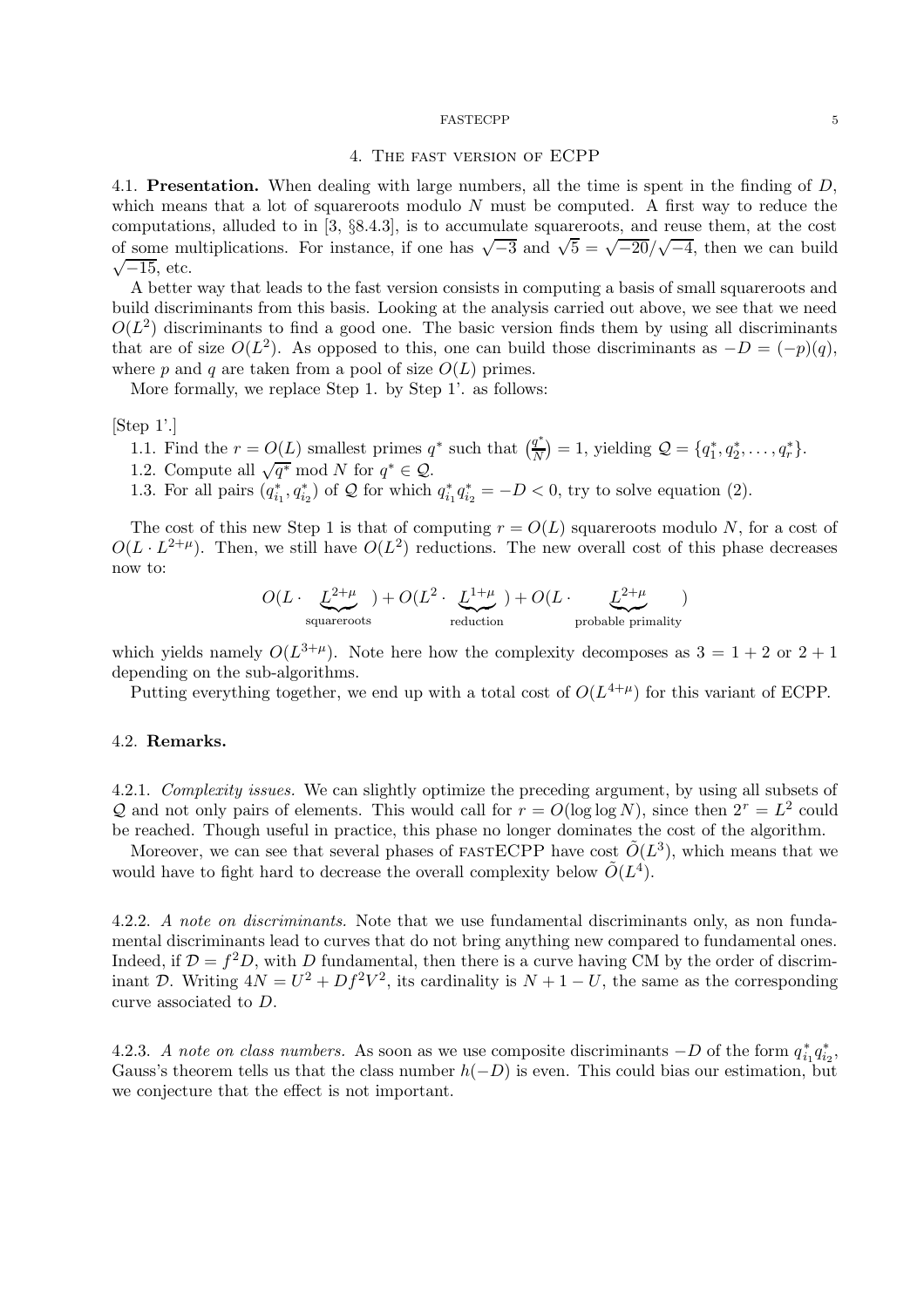## 4. The fast version of ECPP

**4.1. Presentation.** When dealing with large numbers, all the time is spent in the finding of $D$, which means that a lot of squareroots modulo $N$ must be computed. A first way to reduce the computations, alluded to in [3, §8.4.3], is to accumulate squareroots, and reuse them, at the cost of some multiplications. For instance, if one has $\sqrt{-3}$ and $\sqrt{5} = \sqrt{-20}/\sqrt{-4}$, then we can build $\sqrt{-15}$, etc.

A better way that leads to the fast version consists in computing a basis of small squareroots and build discriminants from this basis. Looking at the analysis carried out above, we see that we need $O(L^2)$ discriminants to find a good one. The basic version finds them by using all discriminants that are of size $O(L^2)$. As opposed to this, one can build those discriminants as $-D = (-p)(q)$, where $p$ and $q$ are taken from a pool of size $O(L)$ primes.

More formally, we replace Step 1. by Step 1'. as follows:

[Step 1'.]

1.1. Find the $r = O(L)$ smallest primes $q^*$ such that $\left(\frac{q^*}{N}\right) = 1$, yielding $\mathcal{Q} = \{q_1^*, q_2^*, \ldots, q_r^*\}$.
1.2. Compute all $\sqrt{q^*} \bmod N$ for $q^* \in \mathcal{Q}$.
1.3. For all pairs $(q_{i_1}^*, q_{i_2}^*)$ of $\mathcal{Q}$ for which $q_{i_1}^* q_{i_2}^* = -D < 0$, try to solve equation (2).

The cost of this new Step 1 is that of computing $r = O(L)$ squareroots modulo $N$, for a cost of $O(L \cdot L^{2+\mu})$. Then, we still have $O(L^2)$ reductions. The new overall cost of this phase decreases now to:

$$O(L \cdot \underbrace{L^{2+\mu}}_{\text{squareroots}}) + O(L^2 \cdot \underbrace{L^{1+\mu}}_{\text{reduction}}) + O(L \cdot \underbrace{L^{2+\mu}}_{\text{probable primality}})$$

which yields namely $O(L^{3+\mu})$. Note here how the complexity decomposes as $3 = 1 + 2$ or $2 + 1$ depending on the sub-algorithms.

Putting everything together, we end up with a total cost of $O(L^{4+\mu})$ for this variant of ECPP.

### 4.2. Remarks.

4.2.1. *Complexity issues.* We can slightly optimize the preceding argument, by using all subsets of $\mathcal{Q}$ and not only pairs of elements. This would call for $r = O(\log \log N)$, since then $2^r = L^2$ could be reached. Though useful in practice, this phase no longer dominates the cost of the algorithm.

Moreover, we can see that several phases of fastECPP have cost $\tilde{O}(L^3)$, which means that we would have to fight hard to decrease the overall complexity below $\tilde{O}(L^4)$.

4.2.2. *A note on discriminants.* Note that we use fundamental discriminants only, as non fundamental discriminants lead to curves that do not bring anything new compared to fundamental ones. Indeed, if $\mathcal{D} = f^2 D$, with $D$ fundamental, then there is a curve having CM by the order of discriminant $\mathcal{D}$. Writing $4N = U^2 + Df^2V^2$, its cardinality is $N + 1 - U$, the same as the corresponding curve associated to $D$.

4.2.3. *A note on class numbers.* As soon as we use composite discriminants $-D$ of the form $q_{i_1}^* q_{i_2}^*$, Gauss's theorem tells us that the class number $h(-D)$ is even. This could bias our estimation, but we conjecture that the effect is not important.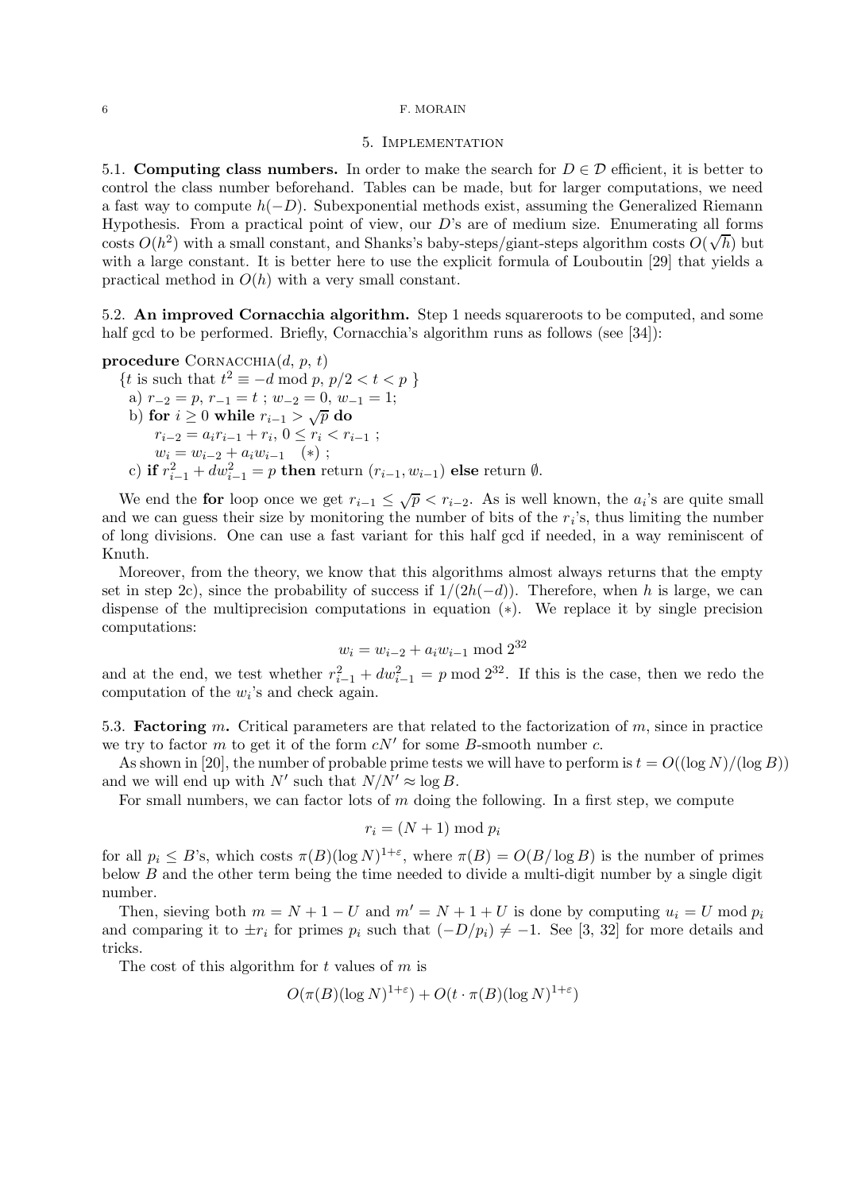## 5. Implementation

**5.1. Computing class numbers.** In order to make the search for $D \in \mathcal{D}$ efficient, it is better to control the class number beforehand. Tables can be made, but for larger computations, we need a fast way to compute $h(-D)$. Subexponential methods exist, assuming the Generalized Riemann Hypothesis. From a practical point of view, our $D$'s are of medium size. Enumerating all forms costs $O(h^2)$ with a small constant, and Shanks's baby-steps/giant-steps algorithm costs $O(\sqrt{h})$ but with a large constant. It is better here to use the explicit formula of Louboutin [29] that yields a practical method in $O(h)$ with a very small constant.

**5.2. An improved Cornacchia algorithm.** Step 1 needs squareroots to be computed, and some half gcd to be performed. Briefly, Cornacchia's algorithm runs as follows (see [34]):

**procedure** CORNACCHIA($d$, $p$, $t$)

{$t$ is such that $t^2 \equiv -d \bmod p$, $p/2 < t < p$ }

a) $r_{-2} = p$, $r_{-1} = t$ ; $w_{-2} = 0$, $w_{-1} = 1$;

b) **for** $i \geq 0$ **while** $r_{i-1} > \sqrt{p}$ **do**

$r_{i-2} = a_i r_{i-1} + r_i$, $0 \leq r_i < r_{i-1}$ ;

$w_i = w_{i-2} + a_i w_{i-1}$ $\quad (*)$ ;

c) **if** $r_{i-1}^2 + dw_{i-1}^2 = p$ **then** return $(r_{i-1}, w_{i-1})$ **else** return $\emptyset$.

We end the **for** loop once we get $r_{i-1} \leq \sqrt{p} < r_{i-2}$. As is well known, the $a_i$'s are quite small and we can guess their size by monitoring the number of bits of the $r_i$'s, thus limiting the number of long divisions. One can use a fast variant for this half gcd if needed, in a way reminiscent of Knuth.

Moreover, from the theory, we know that this algorithms almost always returns that the empty set in step 2c), since the probability of success if $1/(2h(-d))$. Therefore, when $h$ is large, we can dispense of the multiprecision computations in equation $(*)$. We replace it by single precision computations:

$$w_i = w_{i-2} + a_i w_{i-1} \bmod 2^{32}$$

and at the end, we test whether $r_{i-1}^2 + dw_{i-1}^2 = p \bmod 2^{32}$. If this is the case, then we redo the computation of the $w_i$'s and check again.

**5.3. Factoring $m$.** Critical parameters are that related to the factorization of $m$, since in practice we try to factor $m$ to get it of the form $cN'$ for some $B$-smooth number $c$.

As shown in [20], the number of probable prime tests we will have to perform is $t = O((\log N)/(\log B))$ and we will end up with $N'$ such that $N/N' \approx \log B$.

For small numbers, we can factor lots of $m$ doing the following. In a first step, we compute

$$r_i = (N + 1) \bmod p_i$$

for all $p_i \leq B$'s, which costs $\pi(B)(\log N)^{1+\varepsilon}$, where $\pi(B) = O(B/\log B)$ is the number of primes below $B$ and the other term being the time needed to divide a multi-digit number by a single digit number.

Then, sieving both $m = N + 1 - U$ and $m' = N + 1 + U$ is done by computing $u_i = U \bmod p_i$ and comparing it to $\pm r_i$ for primes $p_i$ such that $(-D/p_i) \neq -1$. See [3, 32] for more details and tricks.

The cost of this algorithm for $t$ values of $m$ is

$$O(\pi(B)(\log N)^{1+\varepsilon}) + O(t \cdot \pi(B)(\log N)^{1+\varepsilon})$$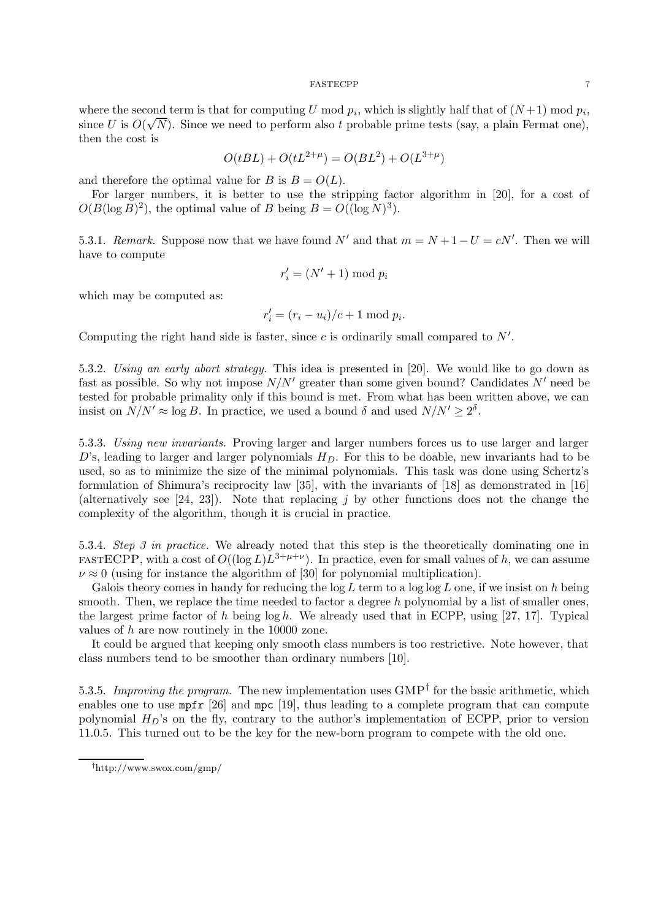where the second term is that for computing $U \bmod p_i$, which is slightly half that of $(N+1) \bmod p_i$, since $U$ is $O(\sqrt{N})$. Since we need to perform also $t$ probable prime tests (say, a plain Fermat one), then the cost is

$$O(tBL) + O(tL^{2+\mu}) = O(BL^2) + O(L^{3+\mu})$$

and therefore the optimal value for $B$ is $B = O(L)$.

For larger numbers, it is better to use the stripping factor algorithm in [20], for a cost of $O(B(\log B)^2)$, the optimal value of $B$ being $B = O((\log N)^3)$.

5.3.1. *Remark.* Suppose now that we have found $N'$ and that $m = N + 1 - U = cN'$. Then we will have to compute

$$r'_i = (N' + 1) \bmod p_i$$

which may be computed as:

$$r'_i = (r_i - u_i)/c + 1 \bmod p_i.$$

Computing the right hand side is faster, since $c$ is ordinarily small compared to $N'$.

5.3.2. *Using an early abort strategy.* This idea is presented in [20]. We would like to go down as fast as possible. So why not impose $N/N'$ greater than some given bound? Candidates $N'$ need be tested for probable primality only if this bound is met. From what has been written above, we can insist on $N/N' \approx \log B$. In practice, we used a bound $\delta$ and used $N/N' \geq 2^{\delta}$.

5.3.3. *Using new invariants.* Proving larger and larger numbers forces us to use larger and larger $D$'s, leading to larger and larger polynomials $H_D$. For this to be doable, new invariants had to be used, so as to minimize the size of the minimal polynomials. This task was done using Schertz's formulation of Shimura's reciprocity law [35], with the invariants of [18] as demonstrated in [16] (alternatively see [24, 23]). Note that replacing $j$ by other functions does not the change the complexity of the algorithm, though it is crucial in practice.

5.3.4. *Step 3 in practice.* We already noted that this step is the theoretically dominating one in fastECPP, with a cost of $O((\log L)L^{3+\mu+\nu})$. In practice, even for small values of $h$, we can assume $\nu \approx 0$ (using for instance the algorithm of [30] for polynomial multiplication).

Galois theory comes in handy for reducing the $\log L$ term to a $\log \log L$ one, if we insist on $h$ being smooth. Then, we replace the time needed to factor a degree $h$ polynomial by a list of smaller ones, the largest prime factor of $h$ being $\log h$. We already used that in ECPP, using [27, 17]. Typical values of $h$ are now routinely in the 10000 zone.

It could be argued that keeping only smooth class numbers is too restrictive. Note however, that class numbers tend to be smoother than ordinary numbers [10].

5.3.5. *Improving the program.* The new implementation uses GMP[†] for the basic arithmetic, which enables one to use `mpfr` [26] and `mpc` [19], thus leading to a complete program that can compute polynomial $H_D$'s on the fly, contrary to the author's implementation of ECPP, prior to version 11.0.5. This turned out to be the key for the new-born program to compete with the old one.

[†] http://www.swox.com/gmp/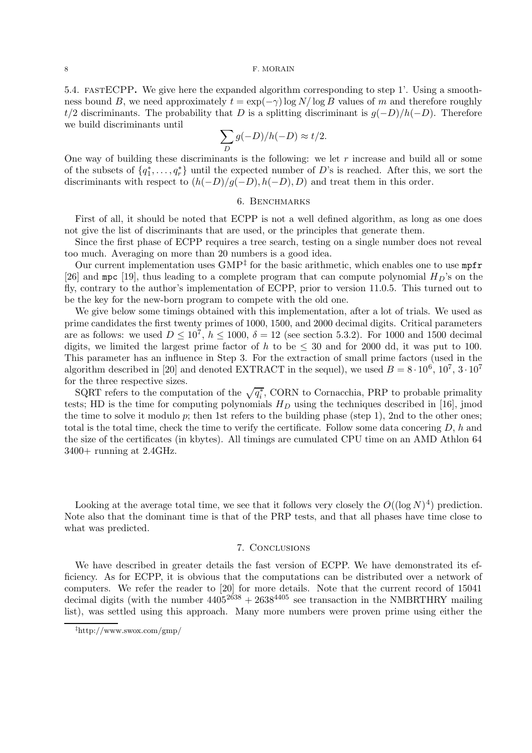5.4. fastECPP. We give here the expanded algorithm corresponding to step 1'. Using a smoothness bound $B$, we need approximately $t = \exp(-\gamma) \log N / \log B$ values of $m$ and therefore roughly $t/2$ discriminants. The probability that $D$ is a splitting discriminant is $g(-D)/h(-D)$. Therefore we build discriminants until

$$\sum_{D} g(-D)/h(-D) \approx t/2.$$

One way of building these discriminants is the following: we let $r$ increase and build all or some of the subsets of $\{q_1^*, \ldots, q_r^*\}$ until the expected number of $D$'s is reached. After this, we sort the discriminants with respect to $(h(-D)/g(-D), h(-D), D)$ and treat them in this order.

## 6. Benchmarks

First of all, it should be noted that ECPP is not a well defined algorithm, as long as one does not give the list of discriminants that are used, or the principles that generate them.

Since the first phase of ECPP requires a tree search, testing on a single number does not reveal too much. Averaging on more than 20 numbers is a good idea.

Our current implementation uses GMP[‡] for the basic arithmetic, which enables one to use `mpfr` [26] and `mpc` [19], thus leading to a complete program that can compute polynomial $H_D$'s on the fly, contrary to the author's implementation of ECPP, prior to version 11.0.5. This turned out to be the key for the new-born program to compete with the old one.

We give below some timings obtained with this implementation, after a lot of trials. We used as prime candidates the first twenty primes of 1000, 1500, and 2000 decimal digits. Critical parameters are as follows: we used $D \leq 10^7$, $h \leq 1000$, $\delta = 12$ (see section 5.3.2). For 1000 and 1500 decimal digits, we limited the largest prime factor of $h$ to be $\leq 30$ and for 2000 dd, it was put to 100. This parameter has an influence in Step 3. For the extraction of small prime factors (used in the algorithm described in [20] and denoted EXTRACT in the sequel), we used $B = 8 \cdot 10^6$, $10^7$, $3 \cdot 10^7$ for the three respective sizes.

SQRT refers to the computation of the $\sqrt{q_i^*}$, CORN to Cornacchia, PRP to probable primality tests; HD is the time for computing polynomials $H_D$ using the techniques described in [16], jmod the time to solve it modulo $p$; then 1st refers to the building phase (step 1), 2nd to the other ones; total is the total time, check the time to verify the certificate. Follow some data concering $D$, $h$ and the size of the certificates (in kbytes). All timings are cumulated CPU time on an AMD Athlon 64 3400+ running at 2.4GHz.

Looking at the average total time, we see that it follows very closely the $O((\log N)^4)$ prediction. Note also that the dominant time is that of the PRP tests, and that all phases have time close to what was predicted.

## 7. Conclusions

We have described in greater details the fast version of ECPP. We have demonstrated its efficiency. As for ECPP, it is obvious that the computations can be distributed over a network of computers. We refer the reader to [20] for more details. Note that the current record of 15041 decimal digits (with the number $4405^{2638} + 2638^{4405}$ see transaction in the NMBRTHRY mailing list), was settled using this approach. Many more numbers were proven prime using either the

‡http://www.swox.com/gmp/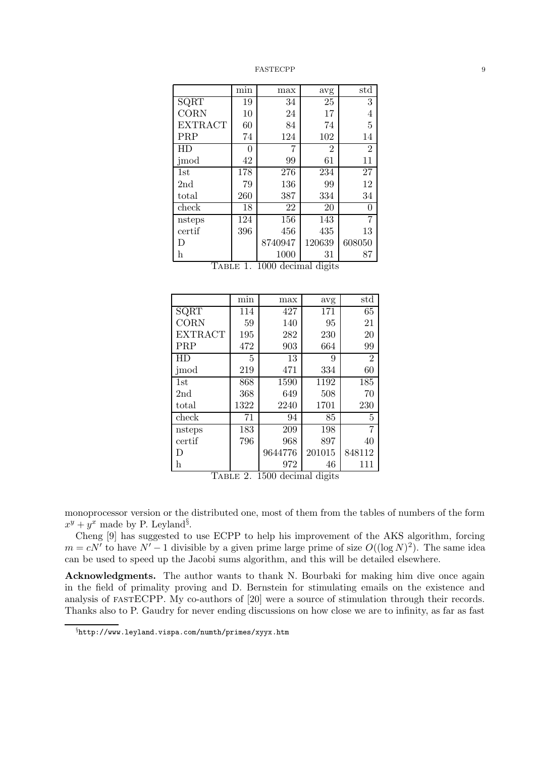|  | min | max | avg | std |
|---|---|---|---|---|
| SQRT | 19 | 34 | 25 | 3 |
| CORN | 10 | 24 | 17 | 4 |
| EXTRACT | 60 | 84 | 74 | 5 |
| PRP | 74 | 124 | 102 | 14 |
| HD | 0 | 7 | 2 | 2 |
| jmod | 42 | 99 | 61 | 11 |
| 1st | 178 | 276 | 234 | 27 |
| 2nd | 79 | 136 | 99 | 12 |
| total | 260 | 387 | 334 | 34 |
| check | 18 | 22 | 20 | 0 |
| nsteps | 124 | 156 | 143 | 7 |
| certif | 396 | 456 | 435 | 13 |
| D |  | 8740947 | 120639 | 608050 |
| h |  | 1000 | 31 | 87 |

Table 1. 1000 decimal digits

|  | min | max | avg | std |
|---|---|---|---|---|
| SQRT | 114 | 427 | 171 | 65 |
| CORN | 59 | 140 | 95 | 21 |
| EXTRACT | 195 | 282 | 230 | 20 |
| PRP | 472 | 903 | 664 | 99 |
| HD | 5 | 13 | 9 | 2 |
| jmod | 219 | 471 | 334 | 60 |
| 1st | 868 | 1590 | 1192 | 185 |
| 2nd | 368 | 649 | 508 | 70 |
| total | 1322 | 2240 | 1701 | 230 |
| check | 71 | 94 | 85 | 5 |
| nsteps | 183 | 209 | 198 | 7 |
| certif | 796 | 968 | 897 | 40 |
| D |  | 9644776 | 201015 | 848112 |
| h |  | 972 | 46 | 111 |

Table 2. 1500 decimal digits

monoprocessor version or the distributed one, most of them from the tables of numbers of the form $x^y + y^x$ made by P. Leyland[§].

Cheng [9] has suggested to use ECPP to help his improvement of the AKS algorithm, forcing $m = cN'$ to have $N' - 1$ divisible by a given prime large prime of size $O((\log N)^2)$. The same idea can be used to speed up the Jacobi sums algorithm, and this will be detailed elsewhere.

**Acknowledgments.** The author wants to thank N. Bourbaki for making him dive once again in the field of primality proving and D. Bernstein for stimulating emails on the existence and analysis of fastECPP. My co-authors of [20] were a source of stimulation through their records. Thanks also to P. Gaudry for never ending discussions on how close we are to infinity, as far as fast

[§] http://www.leyland.vispa.com/numth/primes/xyyx.htm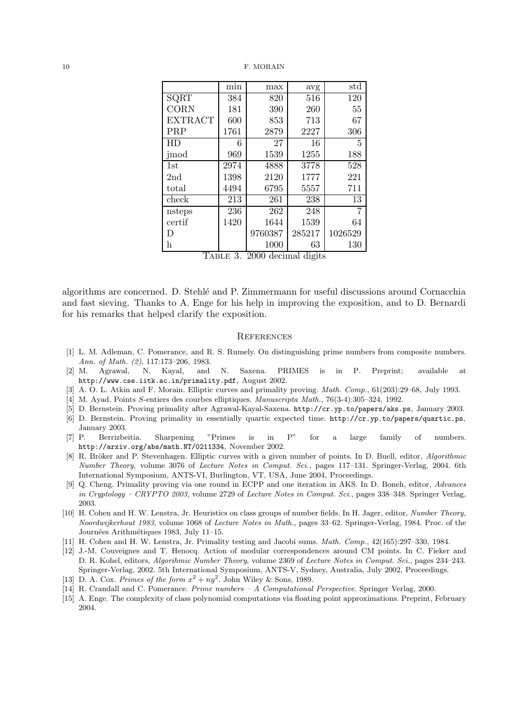|  | min | max | avg | std |
| --- | --- | --- | --- | --- |
| SQRT | 384 | 820 | 516 | 120 |
| CORN | 181 | 390 | 260 | 55 |
| EXTRACT | 600 | 853 | 713 | 67 |
| PRP | 1761 | 2879 | 2227 | 306 |
| HD | 6 | 27 | 16 | 5 |
| jmod | 969 | 1539 | 1255 | 188 |
| 1st | 2974 | 4888 | 3778 | 528 |
| 2nd | 1398 | 2120 | 1777 | 221 |
| total | 4494 | 6795 | 5557 | 711 |
| check | 213 | 261 | 238 | 13 |
| nsteps | 236 | 262 | 248 | 7 |
| certif | 1420 | 1644 | 1539 | 64 |
| D |  | 9760387 | 285217 | 1026529 |
| h |  | 1000 | 63 | 130 |

Table 3. 2000 decimal digits

algorithms are concerned. D. Stehlé and P. Zimmermann for useful discussions around Cornacchia and fast sieving. Thanks to A. Enge for his help in improving the exposition, and to D. Bernardi for his remarks that helped clarify the exposition.

## References

[1] L. M. Adleman, C. Pomerance, and R. S. Rumely. On distinguishing prime numbers from composite numbers. *Ann. of Math. (2)*, 117:173–206, 1983.

[2] M. Agrawal, N. Kayal, and N. Saxena. PRIMES is in P. Preprint; available at http://www.cse.iitk.ac.in/primality.pdf, August 2002.

[3] A. O. L. Atkin and F. Morain. Elliptic curves and primality proving. *Math. Comp.*, 61(203):29–68, July 1993.

[4] M. Ayad. Points *S*-entiers des courbes elliptiques. *Manuscripta Math.*, 76(3-4):305–324, 1992.

[5] D. Bernstein. Proving primality after Agrawal-Kayal-Saxena. http://cr.yp.to/papers/aks.ps, January 2003.

[6] D. Bernstein. Proving primality in essentially quartic expected time. http://cr.yp.to/papers/quartic.ps, January 2003.

[7] P. Berrizbeitia. Sharpening "Primes is in P" for a large family of numbers. http://arxiv.org/abs/math.NT/0211334, November 2002.

[8] R. Bröker and P. Stevenhagen. Elliptic curves with a given number of points. In D. Buell, editor, *Algorithmic Number Theory*, volume 3076 of *Lecture Notes in Comput. Sci.*, pages 117–131. Springer-Verlag, 2004. 6th International Symposium, ANTS-VI, Burlington, VT, USA, June 2004, Proceedings.

[9] Q. Cheng. Primality proving via one round in ECPP and one iteration in AKS. In D. Boneh, editor, *Advances in Cryptology – CRYPTO 2003*, volume 2729 of *Lecture Notes in Comput. Sci.*, pages 338–348. Springer Verlag, 2003.

[10] H. Cohen and H. W. Lenstra, Jr. Heuristics on class groups of number fields. In H. Jager, editor, *Number Theory, Noordwijkerhout 1983*, volume 1068 of *Lecture Notes in Math.*, pages 33–62. Springer-Verlag, 1984. Proc. of the Journées Arithmétiques 1983, July 11–15.

[11] H. Cohen and H. W. Lenstra, Jr. Primality testing and Jacobi sums. *Math. Comp.*, 42(165):297–330, 1984.

[12] J.-M. Couveignes and T. Henocq. Action of modular correspondences around CM points. In C. Fieker and D. R. Kohel, editors, *Algorihmic Number Theory*, volume 2369 of *Lecture Notes in Comput. Sci.*, pages 234–243. Springer-Verlag, 2002. 5th International Symposium, ANTS-V, Sydney, Australia, July 2002, Proceedings.

[13] D. A. Cox. *Primes of the form $x^2 + ny^2$*. John Wiley & Sons, 1989.

[14] R. Crandall and C. Pomerance. *Prime numbers – A Computational Perspective*. Springer Verlag, 2000.

[15] A. Enge. The complexity of class polynomial computations via floating point approximations. Preprint, February 2004.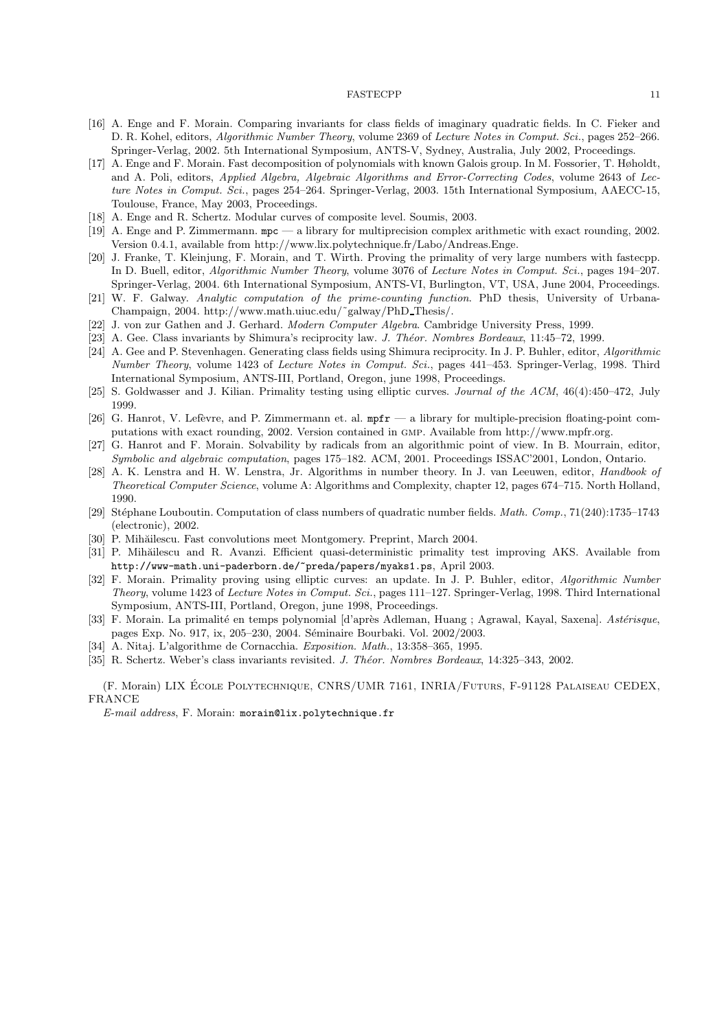[16] A. Enge and F. Morain. Comparing invariants for class fields of imaginary quadratic fields. In C. Fieker and D. R. Kohel, editors, *Algorithmic Number Theory*, volume 2369 of *Lecture Notes in Comput. Sci.*, pages 252–266. Springer-Verlag, 2002. 5th International Symposium, ANTS-V, Sydney, Australia, July 2002, Proceedings.

[17] A. Enge and F. Morain. Fast decomposition of polynomials with known Galois group. In M. Fossorier, T. Høholdt, and A. Poli, editors, *Applied Algebra, Algebraic Algorithms and Error-Correcting Codes*, volume 2643 of *Lecture Notes in Comput. Sci.*, pages 254–264. Springer-Verlag, 2003. 15th International Symposium, AAECC-15, Toulouse, France, May 2003, Proceedings.

[18] A. Enge and R. Schertz. Modular curves of composite level. Soumis, 2003.

[19] A. Enge and P. Zimmermann. `mpc` — a library for multiprecision complex arithmetic with exact rounding, 2002. Version 0.4.1, available from http://www.lix.polytechnique.fr/Labo/Andreas.Enge.

[20] J. Franke, T. Kleinjung, F. Morain, and T. Wirth. Proving the primality of very large numbers with fastecpp. In D. Buell, editor, *Algorithmic Number Theory*, volume 3076 of *Lecture Notes in Comput. Sci.*, pages 194–207. Springer-Verlag, 2004. 6th International Symposium, ANTS-VI, Burlington, VT, USA, June 2004, Proceedings.

[21] W. F. Galway. *Analytic computation of the prime-counting function*. PhD thesis, University of Urbana-Champaign, 2004. http://www.math.uiuc.edu/~galway/PhD_Thesis/.

[22] J. von zur Gathen and J. Gerhard. *Modern Computer Algebra*. Cambridge University Press, 1999.

[23] A. Gee. Class invariants by Shimura's reciprocity law. *J. Théor. Nombres Bordeaux*, 11:45–72, 1999.

[24] A. Gee and P. Stevenhagen. Generating class fields using Shimura reciprocity. In J. P. Buhler, editor, *Algorithmic Number Theory*, volume 1423 of *Lecture Notes in Comput. Sci.*, pages 441–453. Springer-Verlag, 1998. Third International Symposium, ANTS-III, Portland, Oregon, june 1998, Proceedings.

[25] S. Goldwasser and J. Kilian. Primality testing using elliptic curves. *Journal of the ACM*, 46(4):450–472, July 1999.

[26] G. Hanrot, V. Lefèvre, and P. Zimmermann et. al. `mpfr` — a library for multiple-precision floating-point computations with exact rounding, 2002. Version contained in GMP. Available from http://www.mpfr.org.

[27] G. Hanrot and F. Morain. Solvability by radicals from an algorithmic point of view. In B. Mourrain, editor, *Symbolic and algebraic computation*, pages 175–182. ACM, 2001. Proceedings ISSAC'2001, London, Ontario.

[28] A. K. Lenstra and H. W. Lenstra, Jr. Algorithms in number theory. In J. van Leeuwen, editor, *Handbook of Theoretical Computer Science*, volume A: Algorithms and Complexity, chapter 12, pages 674–715. North Holland, 1990.

[29] Stéphane Louboutin. Computation of class numbers of quadratic number fields. *Math. Comp.*, 71(240):1735–1743 (electronic), 2002.

[30] P. Mihăilescu. Fast convolutions meet Montgomery. Preprint, March 2004.

[31] P. Mihăilescu and R. Avanzi. Efficient quasi-deterministic primality test improving AKS. Available from `http://www-math.uni-paderborn.de/~preda/papers/myaks1.ps`, April 2003.

[32] F. Morain. Primality proving using elliptic curves: an update. In J. P. Buhler, editor, *Algorithmic Number Theory*, volume 1423 of *Lecture Notes in Comput. Sci.*, pages 111–127. Springer-Verlag, 1998. Third International Symposium, ANTS-III, Portland, Oregon, june 1998, Proceedings.

[33] F. Morain. La primalité en temps polynomial [d'après Adleman, Huang ; Agrawal, Kayal, Saxena]. *Astérisque*, pages Exp. No. 917, ix, 205–230, 2004. Séminaire Bourbaki. Vol. 2002/2003.

[34] A. Nitaj. L'algorithme de Cornacchia. *Exposition. Math.*, 13:358–365, 1995.

[35] R. Schertz. Weber's class invariants revisited. *J. Théor. Nombres Bordeaux*, 14:325–343, 2002.

(F. Morain) LIX École Polytechnique, CNRS/UMR 7161, INRIA/Futurs, F-91128 Palaiseau CEDEX, FRANCE

*E-mail address*, F. Morain: `morain@lix.polytechnique.fr`